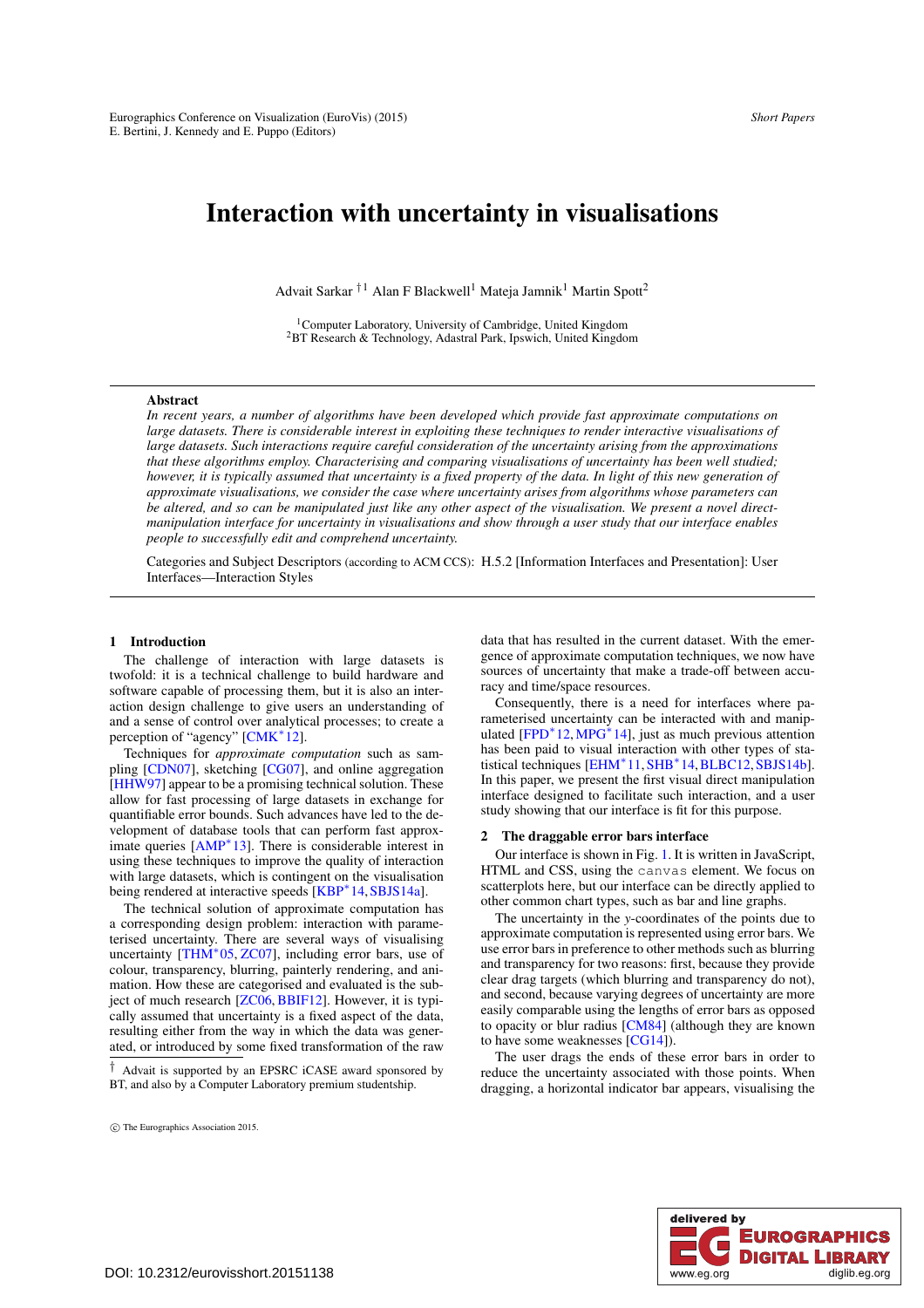# Interaction with uncertainty in visualisations

Advait Sarkar [†1] Alan F Blackwell[1] Mateja Jamnik[1] Martin Spott[2]

[1]Computer Laboratory, University of Cambridge, United Kingdom
[2]BT Research & Technology, Adastral Park, Ipswich, United Kingdom

## Abstract

*In recent years, a number of algorithms have been developed which provide fast approximate computations on large datasets. There is considerable interest in exploiting these techniques to render interactive visualisations of large datasets. Such interactions require careful consideration of the uncertainty arising from the approximations that these algorithms employ. Characterising and comparing visualisations of uncertainty has been well studied; however, it is typically assumed that uncertainty is a fixed property of the data. In light of this new generation of approximate visualisations, we consider the case where uncertainty arises from algorithms whose parameters can be altered, and so can be manipulated just like any other aspect of the visualisation. We present a novel direct-manipulation interface for uncertainty in visualisations and show through a user study that our interface enables people to successfully edit and comprehend uncertainty.*

Categories and Subject Descriptors (according to ACM CCS): H.5.2 [Information Interfaces and Presentation]: User Interfaces—Interaction Styles

## 1 Introduction

The challenge of interaction with large datasets is twofold: it is a technical challenge to build hardware and software capable of processing them, but it is also an interaction design challenge to give users an understanding of and a sense of control over analytical processes; to create a perception of "agency" [CMK*12].

Techniques for *approximate computation* such as sampling [CDN07], sketching [CG07], and online aggregation [HHW97] appear to be a promising technical solution. These allow for fast processing of large datasets in exchange for quantifiable error bounds. Such advances have led to the development of database tools that can perform fast approximate queries [AMP*13]. There is considerable interest in using these techniques to improve the quality of interaction with large datasets, which is contingent on the visualisation being rendered at interactive speeds [KBP*14, SBJS14a].

The technical solution of approximate computation has a corresponding design problem: interaction with parameterised uncertainty. There are several ways of visualising uncertainty [THM*05, ZC07], including error bars, use of colour, transparency, blurring, painterly rendering, and animation. How these are categorised and evaluated is the subject of much research [ZC06, BBIF12]. However, it is typically assumed that uncertainty is a fixed aspect of the data, resulting either from the way in which the data was generated, or introduced by some fixed transformation of the raw data that has resulted in the current dataset. With the emergence of approximate computation techniques, we now have sources of uncertainty that make a trade-off between accuracy and time/space resources.

Consequently, there is a need for interfaces where parameterised uncertainty can be interacted with and manipulated [FPD*12, MPG*14], just as much previous attention has been paid to visual interaction with other types of statistical techniques [EHM*11, SHB*14, BLBC12, SBJS14b]. In this paper, we present the first visual direct manipulation interface designed to facilitate such interaction, and a user study showing that our interface is fit for this purpose.

## 2 The draggable error bars interface

Our interface is shown in Fig. 1. It is written in JavaScript, HTML and CSS, using the `canvas` element. We focus on scatterplots here, but our interface can be directly applied to other common chart types, such as bar and line graphs.

The uncertainty in the *y*-coordinates of the points due to approximate computation is represented using error bars. We use error bars in preference to other methods such as blurring and transparency for two reasons: first, because they provide clear drag targets (which blurring and transparency do not), and second, because varying degrees of uncertainty are more easily comparable using the lengths of error bars as opposed to opacity or blur radius [CM84] (although they are known to have some weaknesses [CG14]).

The user drags the ends of these error bars in order to reduce the uncertainty associated with those points. When dragging, a horizontal indicator bar appears, visualising the

† Advait is supported by an EPSRC iCASE award sponsored by BT, and also by a Computer Laboratory premium studentship.

© The Eurographics Association 2015.

DOI: 10.2312/eurovisshort.20151138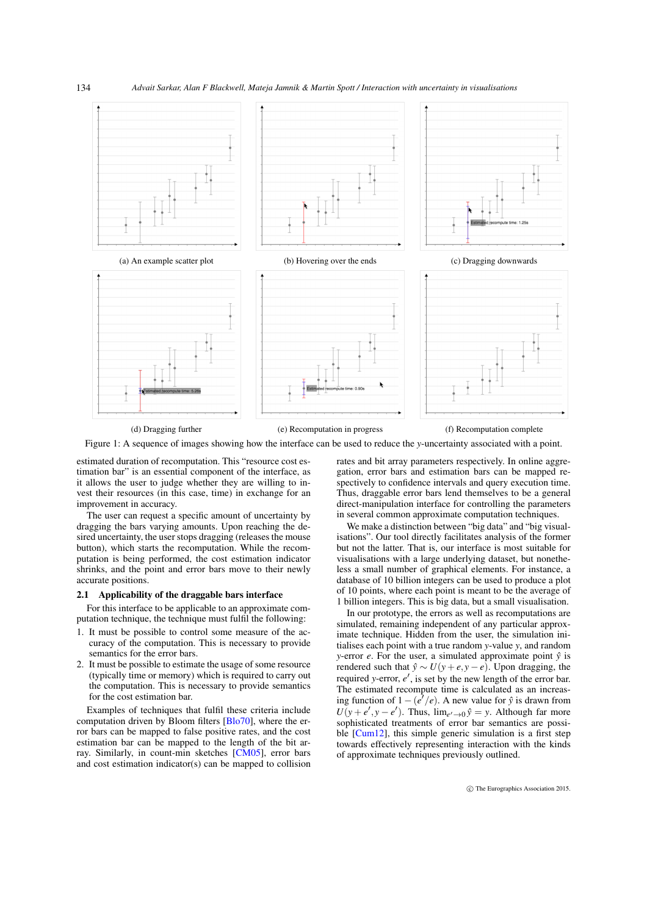(a) An example scatter plot

(b) Hovering over the ends

(c) Dragging downwards

(d) Dragging further

(e) Recomputation in progress

(f) Recomputation complete

Figure 1: A sequence of images showing how the interface can be used to reduce the $y$-uncertainty associated with a point.

estimated duration of recomputation. This "resource cost estimation bar" is an essential component of the interface, as it allows the user to judge whether they are willing to invest their resources (in this case, time) in exchange for an improvement in accuracy.

The user can request a specific amount of uncertainty by dragging the bars varying amounts. Upon reaching the desired uncertainty, the user stops dragging (releases the mouse button), which starts the recomputation. While the recomputation is being performed, the cost estimation indicator shrinks, and the point and error bars move to their newly accurate positions.

### 2.1 Applicability of the draggable bars interface

For this interface to be applicable to an approximate computation technique, the technique must fulfil the following:

1. It must be possible to control some measure of the accuracy of the computation. This is necessary to provide semantics for the error bars.
2. It must be possible to estimate the usage of some resource (typically time or memory) which is required to carry out the computation. This is necessary to provide semantics for the cost estimation bar.

Examples of techniques that fulfil these criteria include computation driven by Bloom filters [Blo70], where the error bars can be mapped to false positive rates, and the cost estimation bar can be mapped to the length of the bit array. Similarly, in count-min sketches [CM05], error bars and cost estimation indicator(s) can be mapped to collision rates and bit array parameters respectively. In online aggregation, error bars and estimation bars can be mapped respectively to confidence intervals and query execution time. Thus, draggable error bars lend themselves to be a general direct-manipulation interface for controlling the parameters in several common approximate computation techniques.

We make a distinction between "big data" and "big visualisations". Our tool directly facilitates analysis of the former but not the latter. That is, our interface is most suitable for visualisations with a large underlying dataset, but nonetheless a small number of graphical elements. For instance, a database of 10 billion integers can be used to produce a plot of 10 points, where each point is meant to be the average of 1 billion integers. This is big data, but a small visualisation.

In our prototype, the errors as well as recomputations are simulated, remaining independent of any particular approximate technique. Hidden from the user, the simulation initialises each point with a true random $y$-value $y$, and random $y$-error $e$. For the user, a simulated approximate point $\hat{y}$ is rendered such that $\hat{y} \sim U(y+e, y-e)$. Upon dragging, the required $y$-error, $e'$, is set by the new length of the error bar. The estimated recompute time is calculated as an increasing function of $1-(e'/e)$. A new value for $\hat{y}$ is drawn from $U(y+e', y-e')$. Thus, $\lim_{e' \to 0} \hat{y} = y$. Although far more sophisticated treatments of error bar semantics are possible [Cum12], this simple generic simulation is a first step towards effectively representing interaction with the kinds of approximate techniques previously outlined.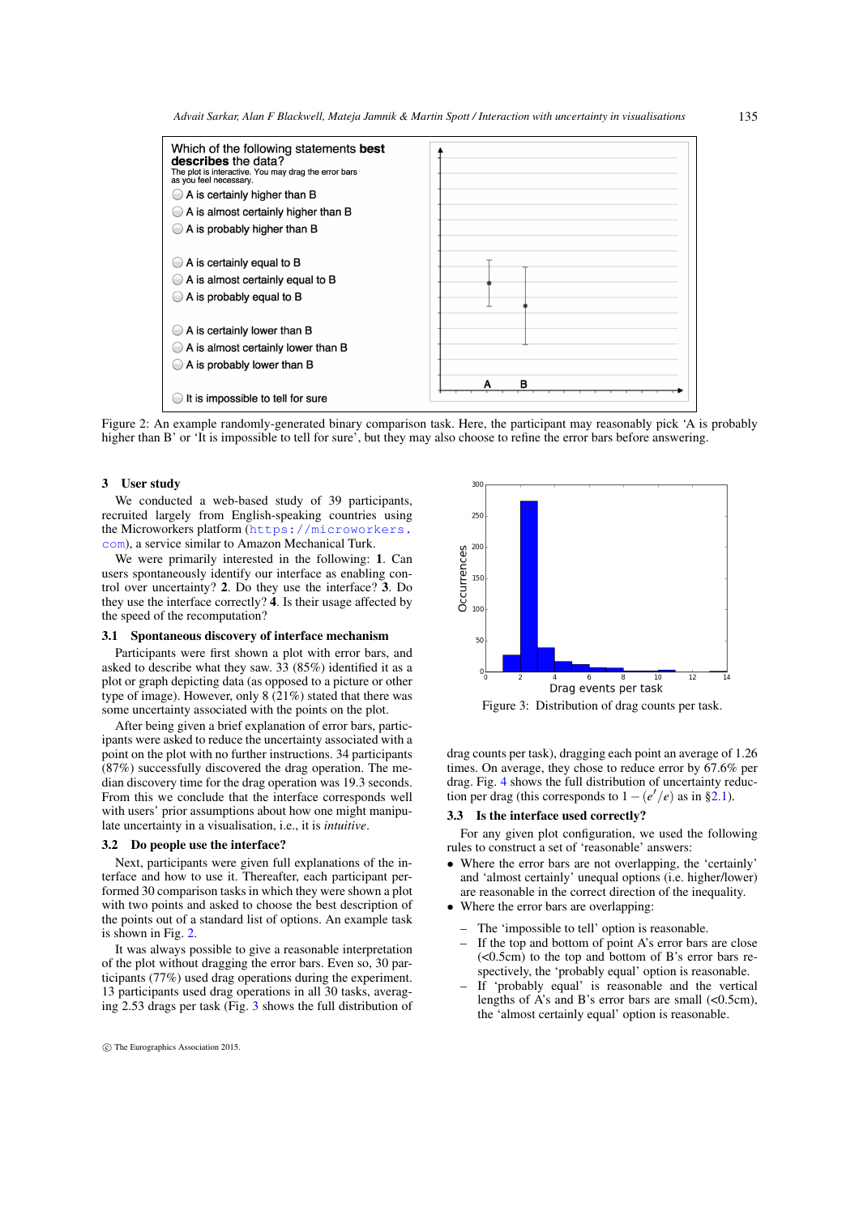Which of the following statements **best describes** the data?
The plot is interactive. You may drag the error bars as you feel necessary.

- A is certainly higher than B
- A is almost certainly higher than B
- A is probably higher than B
- A is certainly equal to B
- A is almost certainly equal to B
- A is probably equal to B
- A is certainly lower than B
- A is almost certainly lower than B
- A is probably lower than B
- It is impossible to tell for sure

Figure 2: An example randomly-generated binary comparison task. Here, the participant may reasonably pick 'A is probably higher than B' or 'It is impossible to tell for sure', but they may also choose to refine the error bars before answering.

## 3 User study

We conducted a web-based study of 39 participants, recruited largely from English-speaking countries using the Microworkers platform (https://microworkers.com), a service similar to Amazon Mechanical Turk.

We were primarily interested in the following: **1**. Can users spontaneously identify our interface as enabling control over uncertainty? **2**. Do they use the interface? **3**. Do they use the interface correctly? **4**. Is their usage affected by the speed of the recomputation?

### 3.1 Spontaneous discovery of interface mechanism

Participants were first shown a plot with error bars, and asked to describe what they saw. 33 (85%) identified it as a plot or graph depicting data (as opposed to a picture or other type of image). However, only 8 (21%) stated that there was some uncertainty associated with the points on the plot.

After being given a brief explanation of error bars, participants were asked to reduce the uncertainty associated with a point on the plot with no further instructions. 34 participants (87%) successfully discovered the drag operation. The median discovery time for the drag operation was 19.3 seconds. From this we conclude that the interface corresponds well with users' prior assumptions about how one might manipulate uncertainty in a visualisation, i.e., it is *intuitive*.

### 3.2 Do people use the interface?

Next, participants were given full explanations of the interface and how to use it. Thereafter, each participant performed 30 comparison tasks in which they were shown a plot with two points and asked to choose the best description of the points out of a standard list of options. An example task is shown in Fig. 2.

It was always possible to give a reasonable interpretation of the plot without dragging the error bars. Even so, 30 participants (77%) used drag operations during the experiment. 13 participants used drag operations in all 30 tasks, averaging 2.53 drags per task (Fig. 3 shows the full distribution of drag counts per task), dragging each point an average of 1.26 times. On average, they chose to reduce error by 67.6% per drag. Fig. 4 shows the full distribution of uncertainty reduction per drag (this corresponds to $1-(e'/e)$ as in §2.1).

Figure 3: Distribution of drag counts per task.

### 3.3 Is the interface used correctly?

For any given plot configuration, we used the following rules to construct a set of 'reasonable' answers:

- Where the error bars are not overlapping, the 'certainly' and 'almost certainly' unequal options (i.e. higher/lower) are reasonable in the correct direction of the inequality.
- Where the error bars are overlapping:
  - The 'impossible to tell' option is reasonable.
  - If the top and bottom of point A's error bars are close (<0.5cm) to the top and bottom of B's error bars respectively, the 'probably equal' option is reasonable.
  - If 'probably equal' is reasonable and the vertical lengths of A's and B's error bars are small (<0.5cm), the 'almost certainly equal' option is reasonable.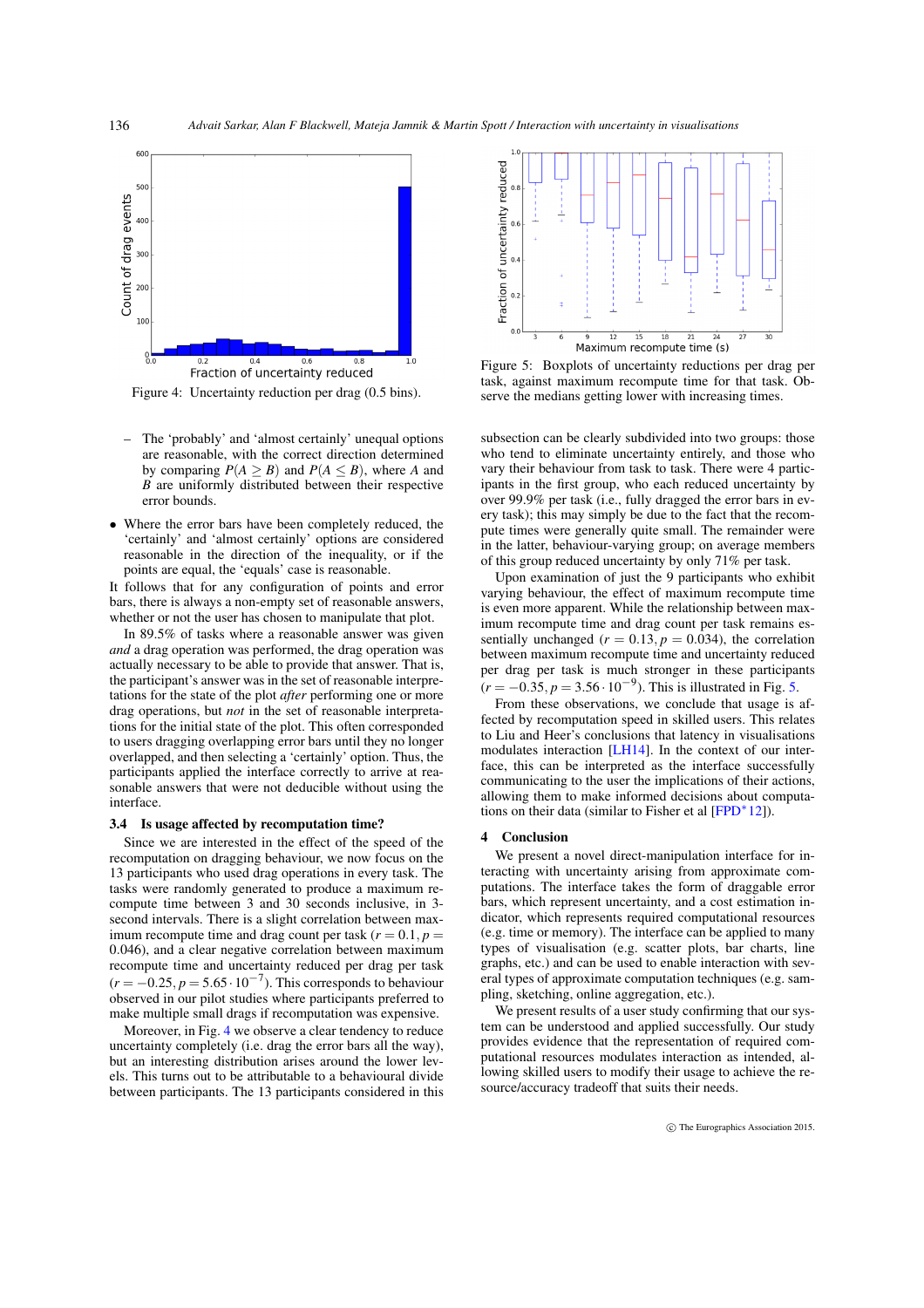Figure 4: Uncertainty reduction per drag (0.5 bins).

Figure 5: Boxplots of uncertainty reductions per drag per task, against maximum recompute time for that task. Observe the medians getting lower with increasing times.

- The 'probably' and 'almost certainly' unequal options are reasonable, with the correct direction determined by comparing $P(A \geq B)$ and $P(A \leq B)$, where $A$ and $B$ are uniformly distributed between their respective error bounds.

- Where the error bars have been completely reduced, the 'certainly' and 'almost certainly' options are considered reasonable in the direction of the inequality, or if the points are equal, the 'equals' case is reasonable.

It follows that for any configuration of points and error bars, there is always a non-empty set of reasonable answers, whether or not the user has chosen to manipulate that plot.

In 89.5% of tasks where a reasonable answer was given *and* a drag operation was performed, the drag operation was actually necessary to be able to provide that answer. That is, the participant's answer was in the set of reasonable interpretations for the state of the plot *after* performing one or more drag operations, but *not* in the set of reasonable interpretations for the initial state of the plot. This often corresponded to users dragging overlapping error bars until they no longer overlapped, and then selecting a 'certainly' option. Thus, the participants applied the interface correctly to arrive at reasonable answers that were not deducible without using the interface.

### 3.4 Is usage affected by recomputation time?

Since we are interested in the effect of the speed of the recomputation on dragging behaviour, we now focus on the 13 participants who used drag operations in every task. The tasks were randomly generated to produce a maximum recompute time between 3 and 30 seconds inclusive, in 3-second intervals. There is a slight correlation between maximum recompute time and drag count per task ($r = 0.1, p = 0.046$), and a clear negative correlation between maximum recompute time and uncertainty reduced per drag per task ($r = -0.25, p = 5.65 \cdot 10^{-7}$). This corresponds to behaviour observed in our pilot studies where participants preferred to make multiple small drags if recomputation was expensive.

Moreover, in Fig. 4 we observe a clear tendency to reduce uncertainty completely (i.e. drag the error bars all the way), but an interesting distribution arises around the lower levels. This turns out to be attributable to a behavioural divide between participants. The 13 participants considered in this subsection can be clearly subdivided into two groups: those who tend to eliminate uncertainty entirely, and those who vary their behaviour from task to task. There were 4 participants in the first group, who each reduced uncertainty by over 99.9% per task (i.e., fully dragged the error bars in every task); this may simply be due to the fact that the recompute times were generally quite small. The remainder were in the latter, behaviour-varying group; on average members of this group reduced uncertainty by only 71% per task.

Upon examination of just the 9 participants who exhibit varying behaviour, the effect of maximum recompute time is even more apparent. While the relationship between maximum recompute time and drag count per task remains essentially unchanged ($r = 0.13, p = 0.034$), the correlation between maximum recompute time and uncertainty reduced per drag per task is much stronger in these participants ($r = -0.35, p = 3.56 \cdot 10^{-9}$). This is illustrated in Fig. 5.

From these observations, we conclude that usage is affected by recomputation speed in skilled users. This relates to Liu and Heer's conclusions that latency in visualisations modulates interaction [LH14]. In the context of our interface, this can be interpreted as the interface successfully communicating to the user the implications of their actions, allowing them to make informed decisions about computations on their data (similar to Fisher et al [FPD*12]).

## 4 Conclusion

We present a novel direct-manipulation interface for interacting with uncertainty arising from approximate computations. The interface takes the form of draggable error bars, which represent uncertainty, and a cost estimation indicator, which represents required computational resources (e.g. time or memory). The interface can be applied to many types of visualisation (e.g. scatter plots, bar charts, line graphs, etc.) and can be used to enable interaction with several types of approximate computation techniques (e.g. sampling, sketching, online aggregation, etc.).

We present results of a user study confirming that our system can be understood and applied successfully. Our study provides evidence that the representation of required computational resources modulates interaction as intended, allowing skilled users to modify their usage to achieve the resource/accuracy tradeoff that suits their needs.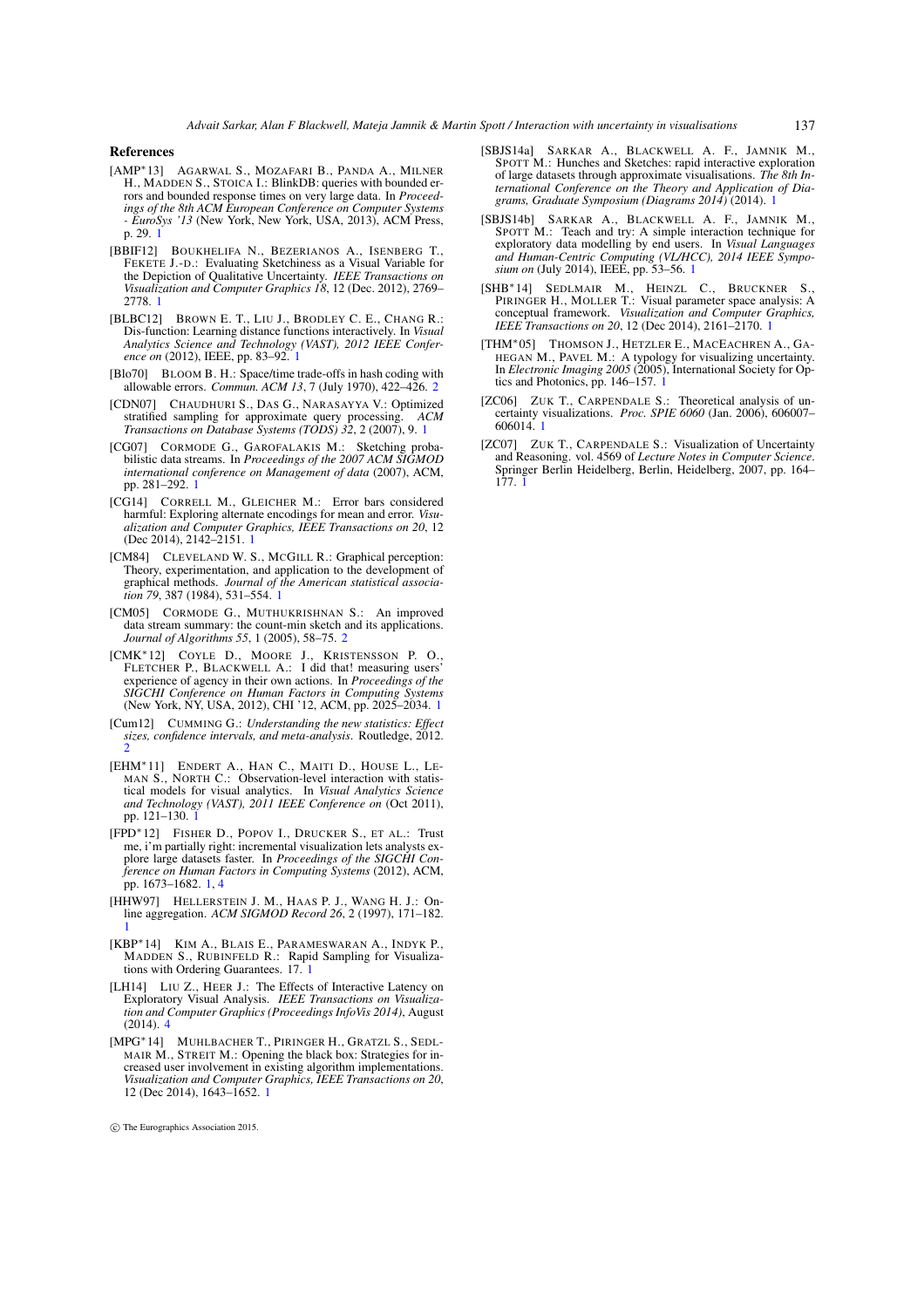## References

[AMP*13] AGARWAL S., MOZAFARI B., PANDA A., MILNER H., MADDEN S., STOICA I.: BlinkDB: queries with bounded errors and bounded response times on very large data. In *Proceedings of the 8th ACM European Conference on Computer Systems - EuroSys '13* (New York, New York, USA, 2013), ACM Press, p. 29. 1

[BBIF12] BOUKHELIFA N., BEZERIANOS A., ISENBERG T., FEKETE J.-D.: Evaluating Sketchiness as a Visual Variable for the Depiction of Qualitative Uncertainty. *IEEE Transactions on Visualization and Computer Graphics 18*, 12 (Dec. 2012), 2769–2778. 1

[BLBC12] BROWN E. T., LIU J., BRODLEY C. E., CHANG R.: Dis-function: Learning distance functions interactively. In *Visual Analytics Science and Technology (VAST), 2012 IEEE Conference on* (2012), IEEE, pp. 83–92. 1

[Blo70] BLOOM B. H.: Space/time trade-offs in hash coding with allowable errors. *Commun. ACM 13*, 7 (July 1970), 422–426. 2

[CDN07] CHAUDHURI S., DAS G., NARASAYYA V.: Optimized stratified sampling for approximate query processing. *ACM Transactions on Database Systems (TODS) 32*, 2 (2007), 9. 1

[CG07] CORMODE G., GAROFALAKIS M.: Sketching probabilistic data streams. In *Proceedings of the 2007 ACM SIGMOD international conference on Management of data* (2007), ACM, pp. 281–292. 1

[CG14] CORRELL M., GLEICHER M.: Error bars considered harmful: Exploring alternate encodings for mean and error. *Visualization and Computer Graphics, IEEE Transactions on 20*, 12 (Dec 2014), 2142–2151. 1

[CM84] CLEVELAND W. S., MCGILL R.: Graphical perception: Theory, experimentation, and application to the development of graphical methods. *Journal of the American statistical association 79*, 387 (1984), 531–554. 1

[CM05] CORMODE G., MUTHUKRISHNAN S.: An improved data stream summary: the count-min sketch and its applications. *Journal of Algorithms 55*, 1 (2005), 58–75. 2

[CMK*12] COYLE D., MOORE J., KRISTENSSON P. O., FLETCHER P., BLACKWELL A.: I did that! measuring users' experience of agency in their own actions. In *Proceedings of the SIGCHI Conference on Human Factors in Computing Systems* (New York, NY, USA, 2012), CHI '12, ACM, pp. 2025–2034. 1

[Cum12] CUMMING G.: *Understanding the new statistics: Effect sizes, confidence intervals, and meta-analysis*. Routledge, 2012. 2

[EHM*11] ENDERT A., HAN C., MAITI D., HOUSE L., LEMAN S., NORTH C.: Observation-level interaction with statistical models for visual analytics. In *Visual Analytics Science and Technology (VAST), 2011 IEEE Conference on* (Oct 2011), pp. 121–130. 1

[FPD*12] FISHER D., POPOV I., DRUCKER S., ET AL.: Trust me, i'm partially right: incremental visualization lets analysts explore large datasets faster. In *Proceedings of the SIGCHI Conference on Human Factors in Computing Systems* (2012), ACM, pp. 1673–1682. 1, 4

[HHW97] HELLERSTEIN J. M., HAAS P. J., WANG H. J.: Online aggregation. *ACM SIGMOD Record 26*, 2 (1997), 171–182. 1

[KBP*14] KIM A., BLAIS E., PARAMESWARAN A., INDYK P., MADDEN S., RUBINFELD R.: Rapid Sampling for Visualizations with Ordering Guarantees. 17. 1

[LH14] LIU Z., HEER J.: The Effects of Interactive Latency on Exploratory Visual Analysis. *IEEE Transactions on Visualization and Computer Graphics (Proceedings InfoVis 2014)*, August (2014). 4

[MPG*14] MUHLBACHER T., PIRINGER H., GRATZL S., SEDLMAIR M., STREIT M.: Opening the black box: Strategies for increased user involvement in existing algorithm implementations. *Visualization and Computer Graphics, IEEE Transactions on 20*, 12 (Dec 2014), 1643–1652. 1

[SBJS14a] SARKAR A., BLACKWELL A. F., JAMNIK M., SPOTT M.: Hunches and Sketches: rapid interactive exploration of large datasets through approximate visualisations. *The 8th International Conference on the Theory and Application of Diagrams, Graduate Symposium (Diagrams 2014)* (2014). 1

[SBJS14b] SARKAR A., BLACKWELL A. F., JAMNIK M., SPOTT M.: Teach and try: A simple interaction technique for exploratory data modelling by end users. In *Visual Languages and Human-Centric Computing (VL/HCC), 2014 IEEE Symposium on* (July 2014), IEEE, pp. 53–56. 1

[SHB*14] SEDLMAIR M., HEINZL C., BRUCKNER S., PIRINGER H., MOLLER T.: Visual parameter space analysis: A conceptual framework. *Visualization and Computer Graphics, IEEE Transactions on 20*, 12 (Dec 2014), 2161–2170. 1

[THM*05] THOMSON J., HETZLER E., MACEACHREN A., GAHEGAN M., PAVEL M.: A typology for visualizing uncertainty. In *Electronic Imaging 2005* (2005), International Society for Optics and Photonics, pp. 146–157. 1

[ZC06] ZUK T., CARPENDALE S.: Theoretical analysis of uncertainty visualizations. *Proc. SPIE 6060* (Jan. 2006), 606007–606014. 1

[ZC07] ZUK T., CARPENDALE S.: Visualization of Uncertainty and Reasoning. vol. 4569 of *Lecture Notes in Computer Science*. Springer Berlin Heidelberg, Berlin, Heidelberg, 2007, pp. 164–177. 1